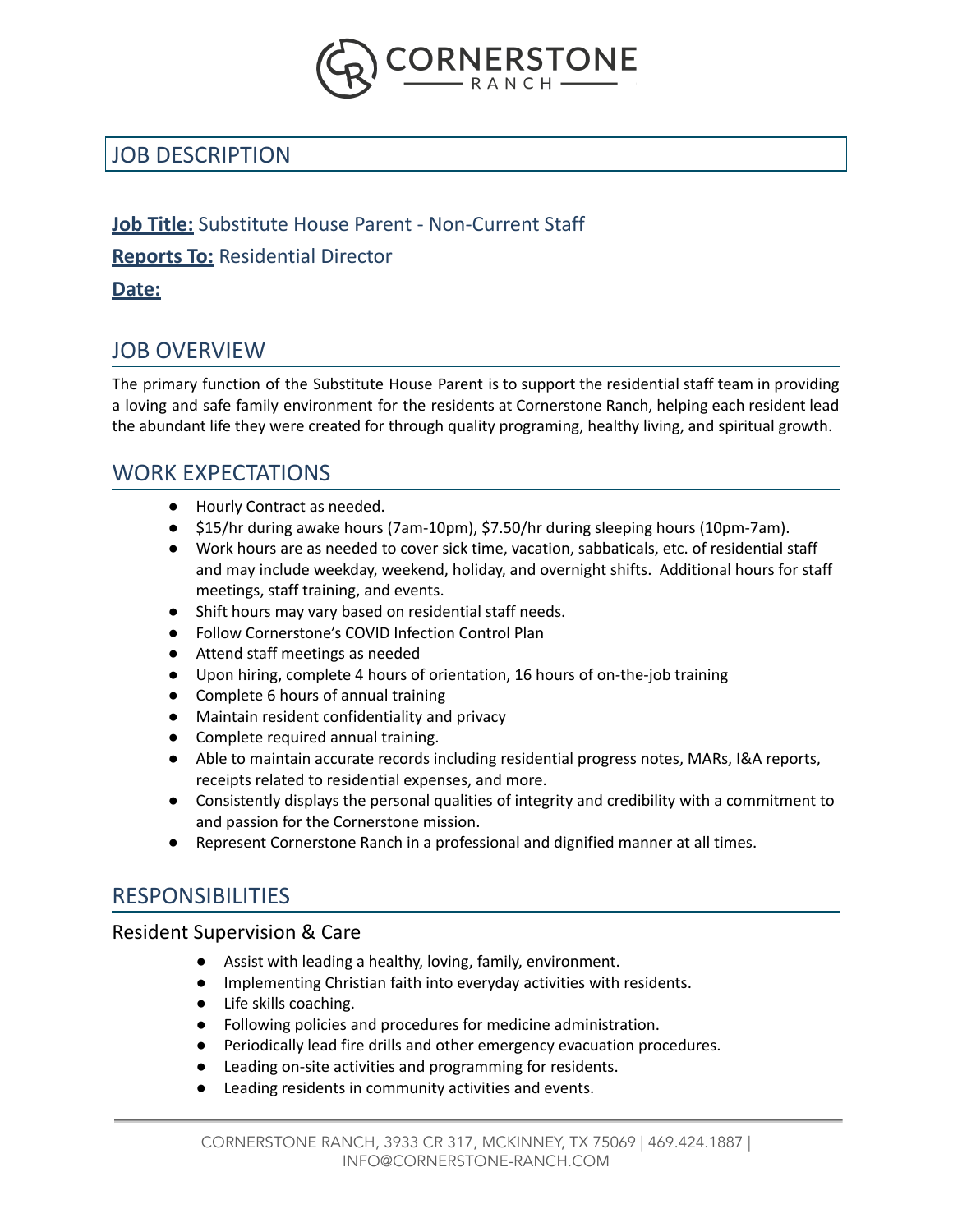# CORNERSTONE RANCH

## JOB DESCRIPTION

**Job Title:** Substitute House Parent - Non-Current Staff

**Reports To:** Residential Director

**Date:**

## JOB OVERVIEW

The primary function of the Substitute House Parent is to support the residential staff team in providing a loving and safe family environment for the residents at Cornerstone Ranch, helping each resident lead the abundant life they were created for through quality programing, healthy living, and spiritual growth.

## WORK EXPECTATIONS

- Hourly Contract as needed.
- $15/hr during awake hours (7am-10pm), $7.50/hr during sleeping hours (10pm-7am).
- Work hours are as needed to cover sick time, vacation, sabbaticals, etc. of residential staff and may include weekday, weekend, holiday, and overnight shifts. Additional hours for staff meetings, staff training, and events.
- Shift hours may vary based on residential staff needs.
- Follow Cornerstone's COVID Infection Control Plan
- Attend staff meetings as needed
- Upon hiring, complete 4 hours of orientation, 16 hours of on-the-job training
- Complete 6 hours of annual training
- Maintain resident confidentiality and privacy
- Complete required annual training.
- Able to maintain accurate records including residential progress notes, MARs, I&A reports, receipts related to residential expenses, and more.
- Consistently displays the personal qualities of integrity and credibility with a commitment to and passion for the Cornerstone mission.
- Represent Cornerstone Ranch in a professional and dignified manner at all times.

## RESPONSIBILITIES

### Resident Supervision & Care

- Assist with leading a healthy, loving, family, environment.
- Implementing Christian faith into everyday activities with residents.
- Life skills coaching.
- Following policies and procedures for medicine administration.
- Periodically lead fire drills and other emergency evacuation procedures.
- Leading on-site activities and programming for residents.
- Leading residents in community activities and events.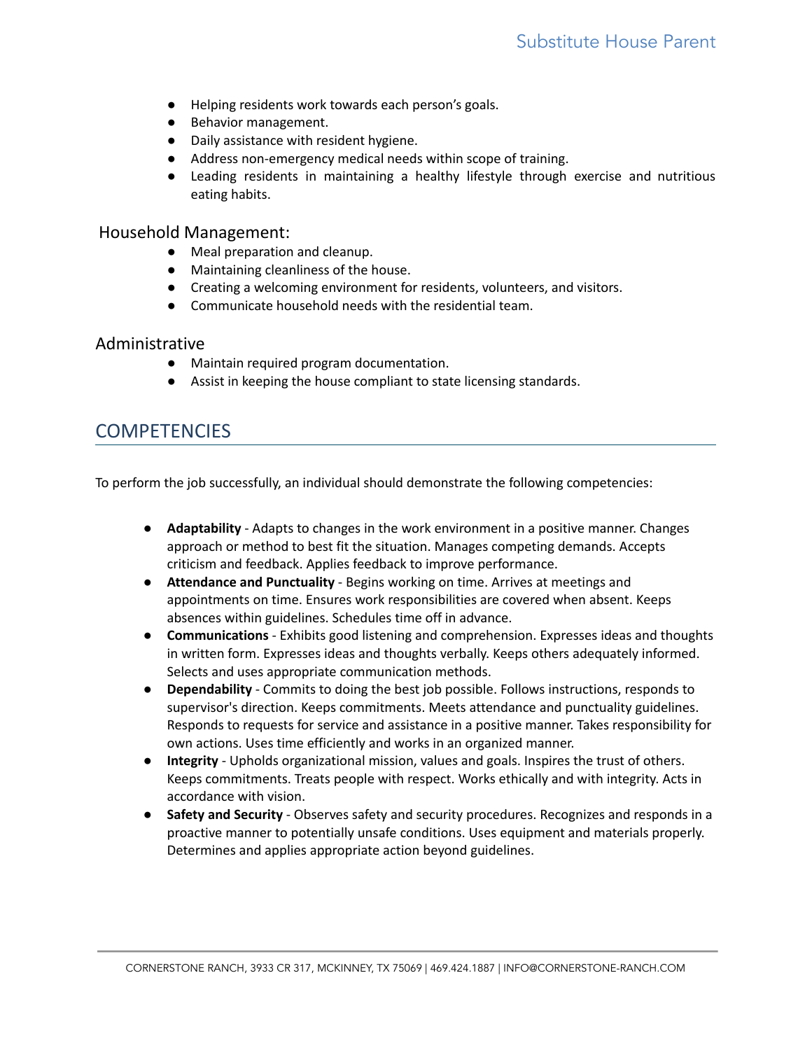- Helping residents work towards each person's goals.
- Behavior management.
- Daily assistance with resident hygiene.
- Address non-emergency medical needs within scope of training.
- Leading residents in maintaining a healthy lifestyle through exercise and nutritious eating habits.

### Household Management:

- Meal preparation and cleanup.
- Maintaining cleanliness of the house.
- Creating a welcoming environment for residents, volunteers, and visitors.
- Communicate household needs with the residential team.

### Administrative

- Maintain required program documentation.
- Assist in keeping the house compliant to state licensing standards.

## COMPETENCIES

To perform the job successfully, an individual should demonstrate the following competencies:

- **Adaptability** - Adapts to changes in the work environment in a positive manner. Changes approach or method to best fit the situation. Manages competing demands. Accepts criticism and feedback. Applies feedback to improve performance.
- **Attendance and Punctuality** - Begins working on time. Arrives at meetings and appointments on time. Ensures work responsibilities are covered when absent. Keeps absences within guidelines. Schedules time off in advance.
- **Communications** - Exhibits good listening and comprehension. Expresses ideas and thoughts in written form. Expresses ideas and thoughts verbally. Keeps others adequately informed. Selects and uses appropriate communication methods.
- **Dependability** - Commits to doing the best job possible. Follows instructions, responds to supervisor's direction. Keeps commitments. Meets attendance and punctuality guidelines. Responds to requests for service and assistance in a positive manner. Takes responsibility for own actions. Uses time efficiently and works in an organized manner.
- **Integrity** - Upholds organizational mission, values and goals. Inspires the trust of others. Keeps commitments. Treats people with respect. Works ethically and with integrity. Acts in accordance with vision.
- **Safety and Security** - Observes safety and security procedures. Recognizes and responds in a proactive manner to potentially unsafe conditions. Uses equipment and materials properly. Determines and applies appropriate action beyond guidelines.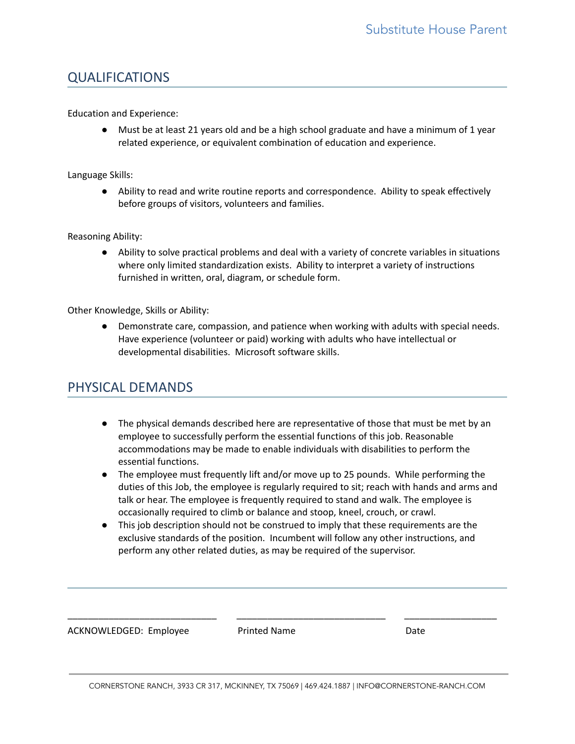## QUALIFICATIONS

Education and Experience:

- Must be at least 21 years old and be a high school graduate and have a minimum of 1 year related experience, or equivalent combination of education and experience.

Language Skills:

- Ability to read and write routine reports and correspondence. Ability to speak effectively before groups of visitors, volunteers and families.

Reasoning Ability:

- Ability to solve practical problems and deal with a variety of concrete variables in situations where only limited standardization exists. Ability to interpret a variety of instructions furnished in written, oral, diagram, or schedule form.

Other Knowledge, Skills or Ability:

- Demonstrate care, compassion, and patience when working with adults with special needs. Have experience (volunteer or paid) working with adults who have intellectual or developmental disabilities. Microsoft software skills.

## PHYSICAL DEMANDS

- The physical demands described here are representative of those that must be met by an employee to successfully perform the essential functions of this job. Reasonable accommodations may be made to enable individuals with disabilities to perform the essential functions.
- The employee must frequently lift and/or move up to 25 pounds. While performing the duties of this Job, the employee is regularly required to sit; reach with hands and arms and talk or hear. The employee is frequently required to stand and walk. The employee is occasionally required to climb or balance and stoop, kneel, crouch, or crawl.
- This job description should not be construed to imply that these requirements are the exclusive standards of the position. Incumbent will follow any other instructions, and perform any other related duties, as may be required of the supervisor.

---

| _____________________________ | _____________________________ | __________________ |
|---|---|---|
| ACKNOWLEDGED: Employee | Printed Name | Date |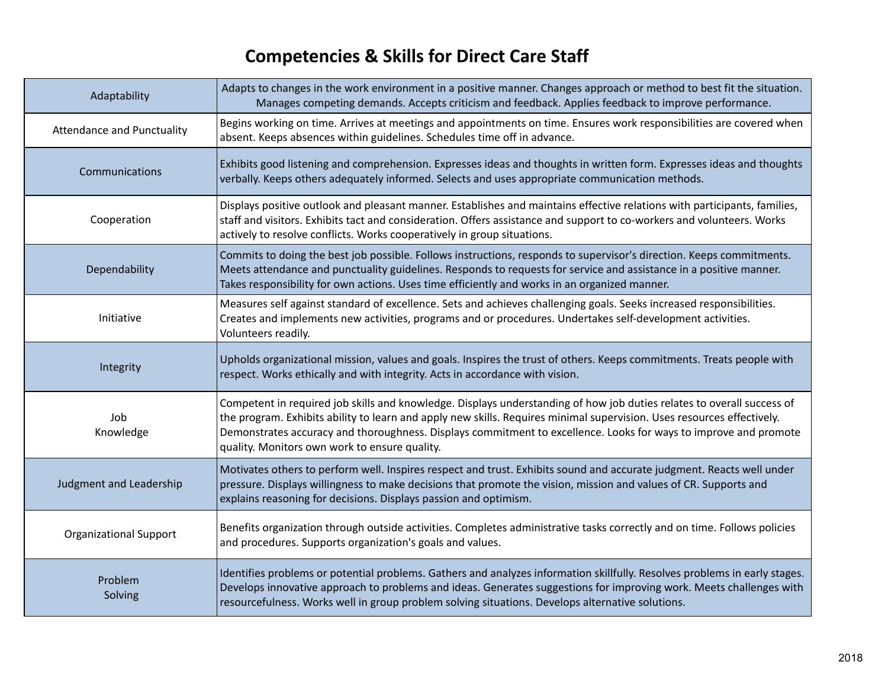# Competencies & Skills for Direct Care Staff

| | |
|---|---|
| Adaptability | Adapts to changes in the work environment in a positive manner. Changes approach or method to best fit the situation. Manages competing demands. Accepts criticism and feedback. Applies feedback to improve performance. |
| Attendance and Punctuality | Begins working on time. Arrives at meetings and appointments on time. Ensures work responsibilities are covered when absent. Keeps absences within guidelines. Schedules time off in advance. |
| Communications | Exhibits good listening and comprehension. Expresses ideas and thoughts in written form. Expresses ideas and thoughts verbally. Keeps others adequately informed. Selects and uses appropriate communication methods. |
| Cooperation | Displays positive outlook and pleasant manner. Establishes and maintains effective relations with participants, families, staff and visitors. Exhibits tact and consideration. Offers assistance and support to co-workers and volunteers. Works actively to resolve conflicts. Works cooperatively in group situations. |
| Dependability | Commits to doing the best job possible. Follows instructions, responds to supervisor's direction. Keeps commitments. Meets attendance and punctuality guidelines. Responds to requests for service and assistance in a positive manner. Takes responsibility for own actions. Uses time efficiently and works in an organized manner. |
| Initiative | Measures self against standard of excellence. Sets and achieves challenging goals. Seeks increased responsibilities. Creates and implements new activities, programs and or procedures. Undertakes self-development activities. Volunteers readily. |
| Integrity | Upholds organizational mission, values and goals. Inspires the trust of others. Keeps commitments. Treats people with respect. Works ethically and with integrity. Acts in accordance with vision. |
| Job Knowledge | Competent in required job skills and knowledge. Displays understanding of how job duties relates to overall success of the program. Exhibits ability to learn and apply new skills. Requires minimal supervision. Uses resources effectively. Demonstrates accuracy and thoroughness. Displays commitment to excellence. Looks for ways to improve and promote quality. Monitors own work to ensure quality. |
| Judgment and Leadership | Motivates others to perform well. Inspires respect and trust. Exhibits sound and accurate judgment. Reacts well under pressure. Displays willingness to make decisions that promote the vision, mission and values of CR. Supports and explains reasoning for decisions. Displays passion and optimism. |
| Organizational Support | Benefits organization through outside activities. Completes administrative tasks correctly and on time. Follows policies and procedures. Supports organization's goals and values. |
| Problem Solving | Identifies problems or potential problems. Gathers and analyzes information skillfully. Resolves problems in early stages. Develops innovative approach to problems and ideas. Generates suggestions for improving work. Meets challenges with resourcefulness. Works well in group problem solving situations. Develops alternative solutions. |

2018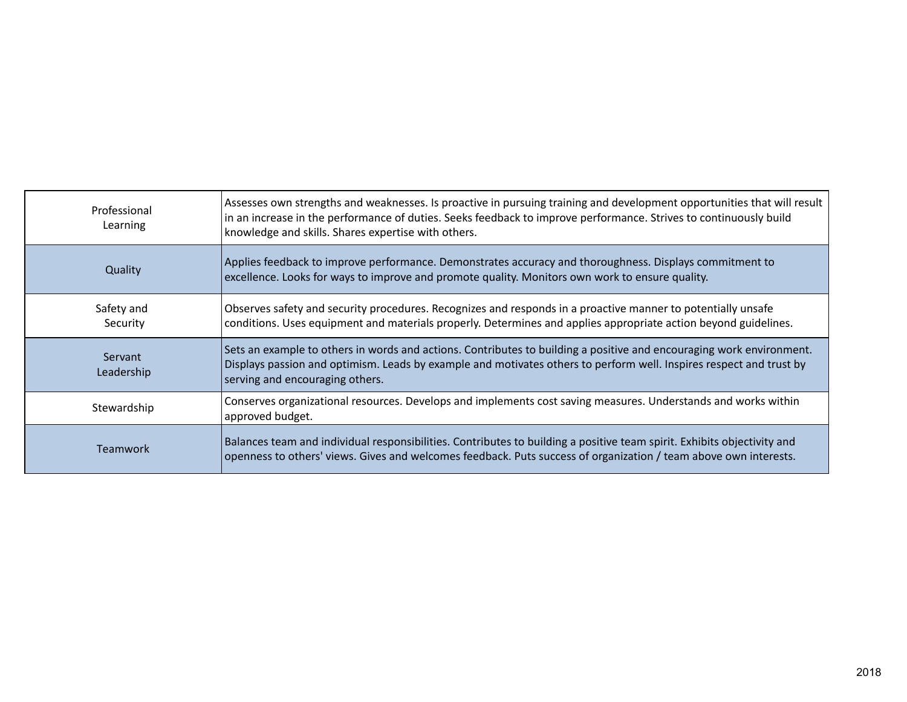| | |
|---|---|
| Professional Learning | Assesses own strengths and weaknesses. Is proactive in pursuing training and development opportunities that will result in an increase in the performance of duties. Seeks feedback to improve performance. Strives to continuously build knowledge and skills. Shares expertise with others. |
| Quality | Applies feedback to improve performance. Demonstrates accuracy and thoroughness. Displays commitment to excellence. Looks for ways to improve and promote quality. Monitors own work to ensure quality. |
| Safety and Security | Observes safety and security procedures. Recognizes and responds in a proactive manner to potentially unsafe conditions. Uses equipment and materials properly. Determines and applies appropriate action beyond guidelines. |
| Servant Leadership | Sets an example to others in words and actions. Contributes to building a positive and encouraging work environment. Displays passion and optimism. Leads by example and motivates others to perform well. Inspires respect and trust by serving and encouraging others. |
| Stewardship | Conserves organizational resources. Develops and implements cost saving measures. Understands and works within approved budget. |
| Teamwork | Balances team and individual responsibilities. Contributes to building a positive team spirit. Exhibits objectivity and openness to others' views. Gives and welcomes feedback. Puts success of organization / team above own interests. |